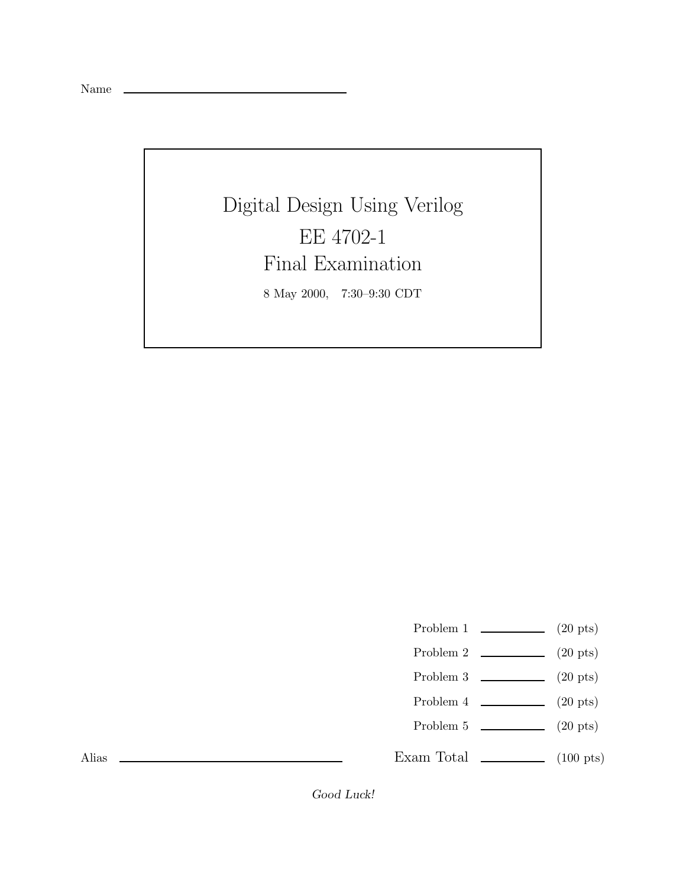Name \_\_\_\_\_\_\_\_\_\_\_\_\_\_\_\_\_\_\_\_\_\_\_\_\_\_\_\_\_\_

# Digital Design Using Verilog

## EE 4702-1

## Final Examination

8 May 2000, 7:30–9:30 CDT

| | | |
|---|---|---|
| Problem 1 | \_\_\_\_\_\_\_\_ | (20 pts) |
| Problem 2 | \_\_\_\_\_\_\_\_ | (20 pts) |
| Problem 3 | \_\_\_\_\_\_\_\_ | (20 pts) |
| Problem 4 | \_\_\_\_\_\_\_\_ | (20 pts) |
| Problem 5 | \_\_\_\_\_\_\_\_ | (20 pts) |
| Exam Total | \_\_\_\_\_\_\_\_ | (100 pts) |

Alias \_\_\_\_\_\_\_\_\_\_\_\_\_\_\_\_\_\_\_\_\_\_\_\_\_\_\_\_\_\_

*Good Luck!*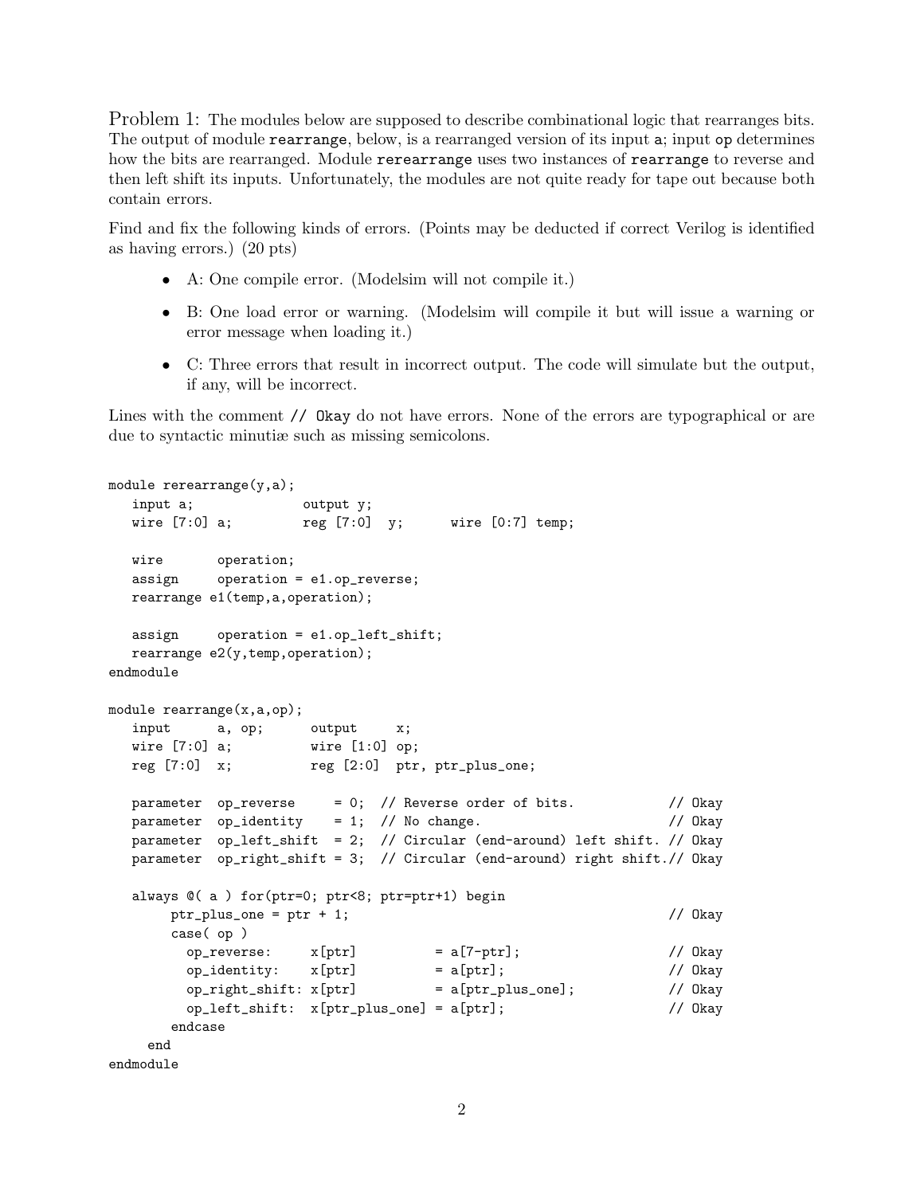Problem 1: The modules below are supposed to describe combinational logic that rearranges bits. The output of module `rearrange`, below, is a rearranged version of its input `a`; input `op` determines how the bits are rearranged. Module `rerearrange` uses two instances of `rearrange` to reverse and then left shift its inputs. Unfortunately, the modules are not quite ready for tape out because both contain errors.

Find and fix the following kinds of errors. (Points may be deducted if correct Verilog is identified as having errors.) (20 pts)

- A: One compile error. (Modelsim will not compile it.)
- B: One load error or warning. (Modelsim will compile it but will issue a warning or error message when loading it.)
- C: Three errors that result in incorrect output. The code will simulate but the output, if any, will be incorrect.

Lines with the comment `// Okay` do not have errors. None of the errors are typographical or are due to syntactic minutiæ such as missing semicolons.

```
module rerearrange(y,a);
   input a;             output y;
   wire [7:0] a;        reg [7:0]  y;      wire [0:7] temp;

   wire       operation;
   assign     operation = e1.op_reverse;
   rearrange e1(temp,a,operation);

   assign     operation = e1.op_left_shift;
   rearrange e2(y,temp,operation);
endmodule

module rearrange(x,a,op);
   input      a, op;      output     x;
   wire [7:0] a;          wire [1:0] op;
   reg [7:0]  x;          reg [2:0]  ptr, ptr_plus_one;

   parameter  op_reverse     = 0;  // Reverse order of bits.            // Okay
   parameter  op_identity    = 1;  // No change.                        // Okay
   parameter  op_left_shift  = 2;  // Circular (end-around) left shift. // Okay
   parameter  op_right_shift = 3;  // Circular (end-around) right shift.// Okay

   always @( a ) for(ptr=0; ptr<8; ptr=ptr+1) begin
        ptr_plus_one = ptr + 1;                                         // Okay
        case( op )
          op_reverse:     x[ptr]          = a[7-ptr];                   // Okay
          op_identity:    x[ptr]          = a[ptr];                     // Okay
          op_right_shift: x[ptr]          = a[ptr_plus_one];            // Okay
          op_left_shift:  x[ptr_plus_one] = a[ptr];                     // Okay
        endcase
     end
endmodule
```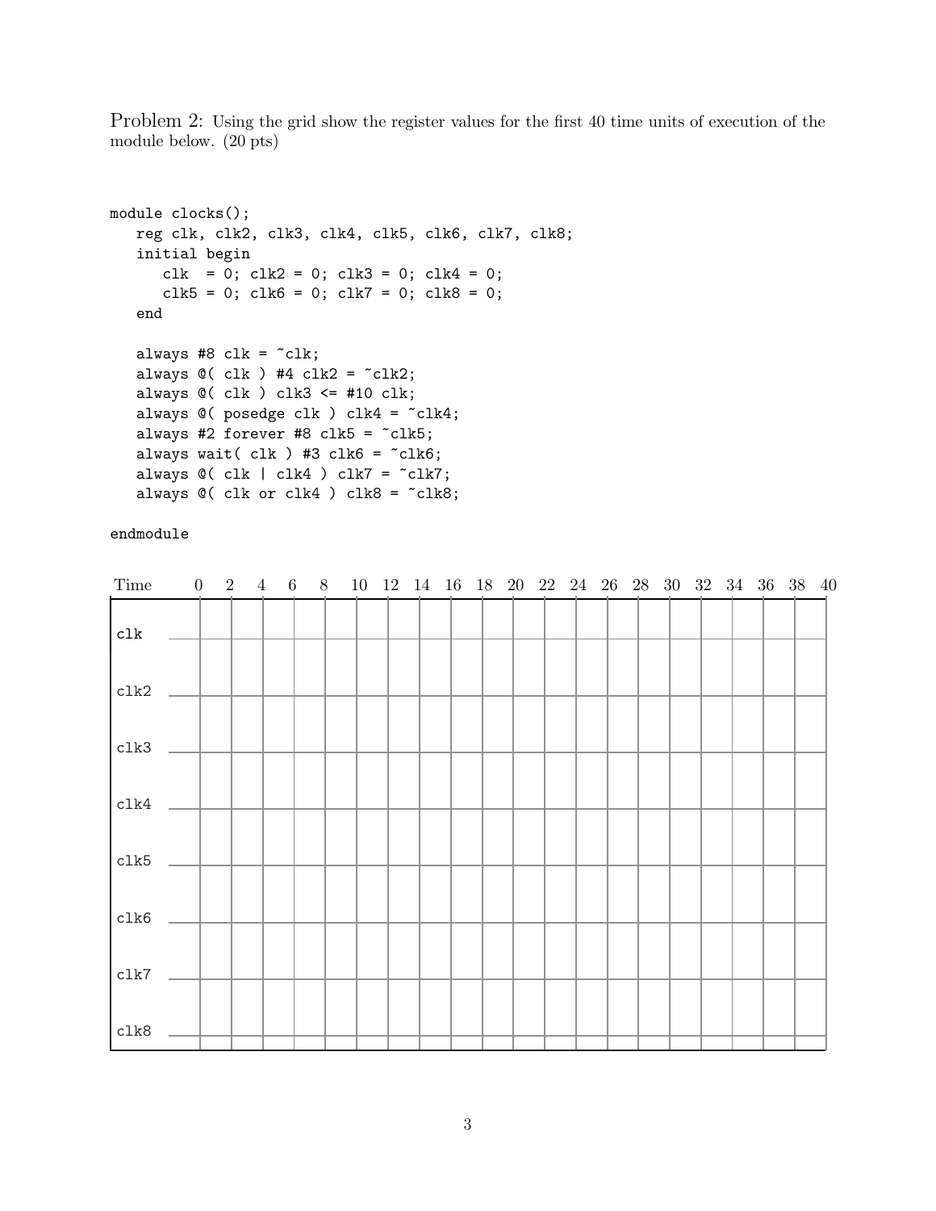Problem 2: Using the grid show the register values for the first 40 time units of execution of the module below. (20 pts)

```
module clocks();
   reg clk, clk2, clk3, clk4, clk5, clk6, clk7, clk8;
   initial begin
      clk  = 0; clk2 = 0; clk3 = 0; clk4 = 0;
      clk5 = 0; clk6 = 0; clk7 = 0; clk8 = 0;
   end

   always #8 clk = ~clk;
   always @( clk ) #4 clk2 = ~clk2;
   always @( clk ) clk3 <= #10 clk;
   always @( posedge clk ) clk4 = ~clk4;
   always #2 forever #8 clk5 = ~clk5;
   always wait( clk ) #3 clk6 = ~clk6;
   always @( clk | clk4 ) clk7 = ~clk7;
   always @( clk or clk4 ) clk8 = ~clk8;

endmodule
```

| Time | 0 | 2 | 4 | 6 | 8 | 10 | 12 | 14 | 16 | 18 | 20 | 22 | 24 | 26 | 28 | 30 | 32 | 34 | 36 | 38 | 40 |
|---|---|---|---|---|---|---|---|---|---|---|---|---|---|---|---|---|---|---|---|---|---|
| clk | | | | | | | | | | | | | | | | | | | | | |
| clk2 | | | | | | | | | | | | | | | | | | | | | |
| clk3 | | | | | | | | | | | | | | | | | | | | | |
| clk4 | | | | | | | | | | | | | | | | | | | | | |
| clk5 | | | | | | | | | | | | | | | | | | | | | |
| clk6 | | | | | | | | | | | | | | | | | | | | | |
| clk7 | | | | | | | | | | | | | | | | | | | | | |
| clk8 | | | | | | | | | | | | | | | | | | | | | |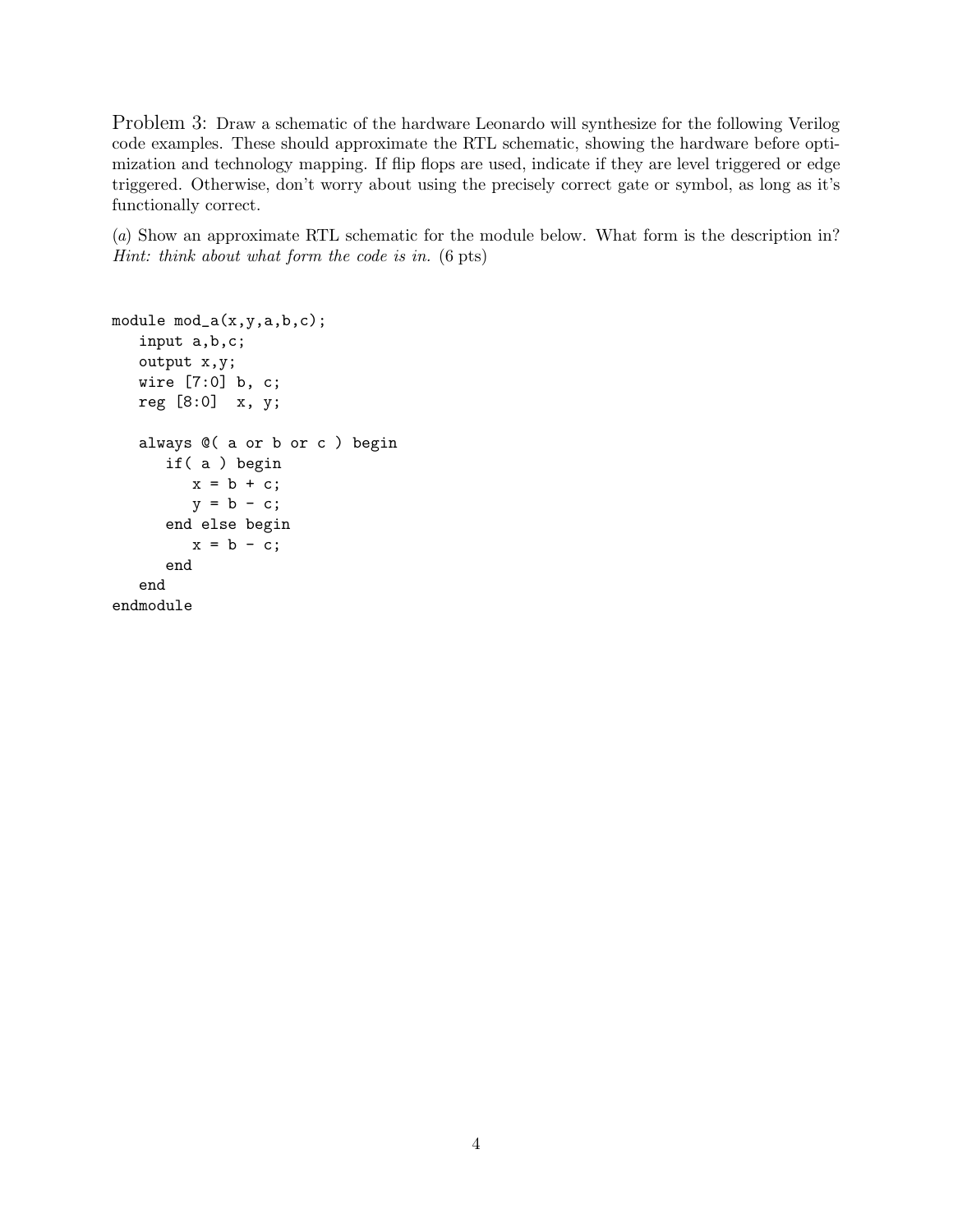Problem 3: Draw a schematic of the hardware Leonardo will synthesize for the following Verilog code examples. These should approximate the RTL schematic, showing the hardware before optimization and technology mapping. If flip flops are used, indicate if they are level triggered or edge triggered. Otherwise, don't worry about using the precisely correct gate or symbol, as long as it's functionally correct.

(*a*) Show an approximate RTL schematic for the module below. What form is the description in? *Hint: think about what form the code is in.* (6 pts)

```
module mod_a(x,y,a,b,c);
   input a,b,c;
   output x,y;
   wire [7:0] b, c;
   reg [8:0]  x, y;

   always @( a or b or c ) begin
      if( a ) begin
         x = b + c;
         y = b - c;
      end else begin
         x = b - c;
      end
   end
endmodule
```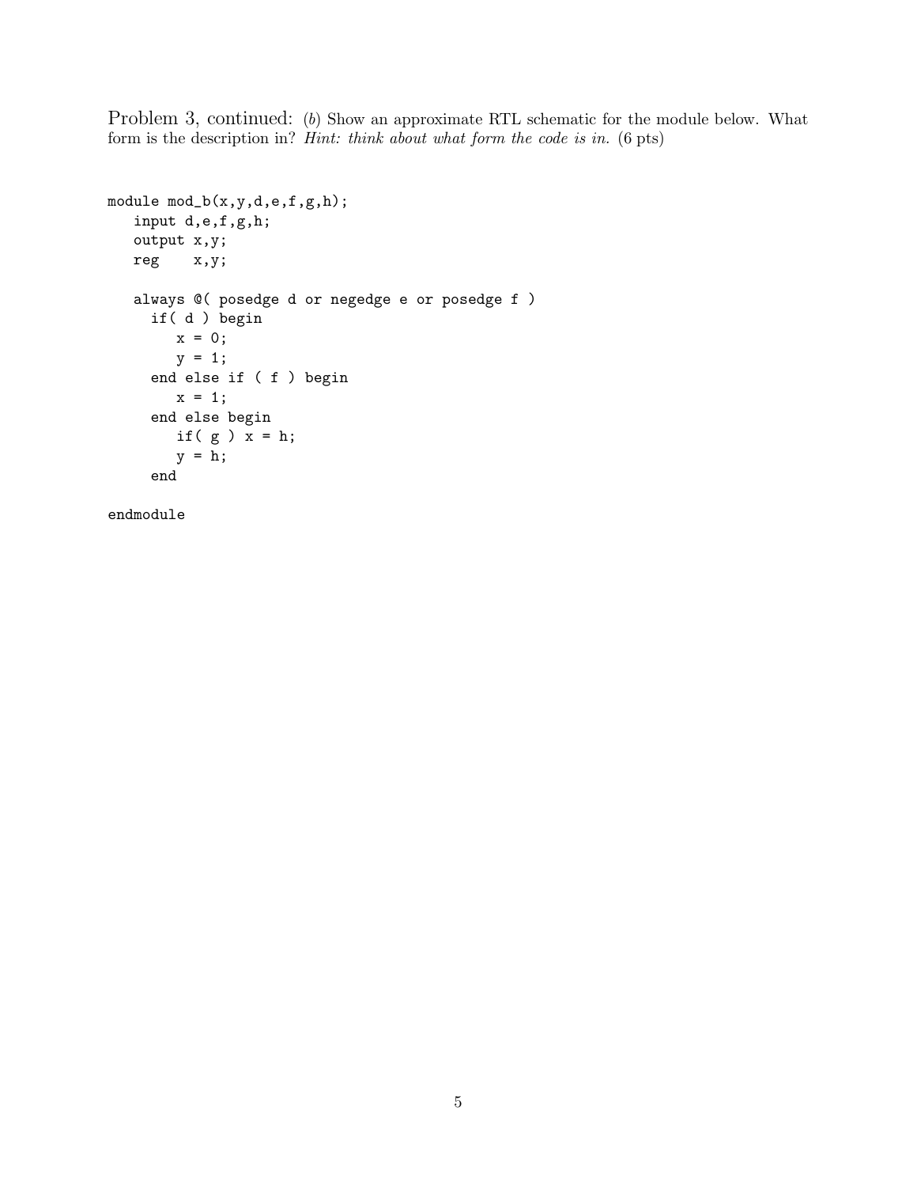Problem 3, continued: (*b*) Show an approximate RTL schematic for the module below. What form is the description in? *Hint: think about what form the code is in.* (6 pts)

```
module mod_b(x,y,d,e,f,g,h);
   input d,e,f,g,h;
   output x,y;
   reg    x,y;

   always @( posedge d or negedge e or posedge f )
     if( d ) begin
        x = 0;
        y = 1;
     end else if ( f ) begin
        x = 1;
     end else begin
        if( g ) x = h;
        y = h;
     end

endmodule
```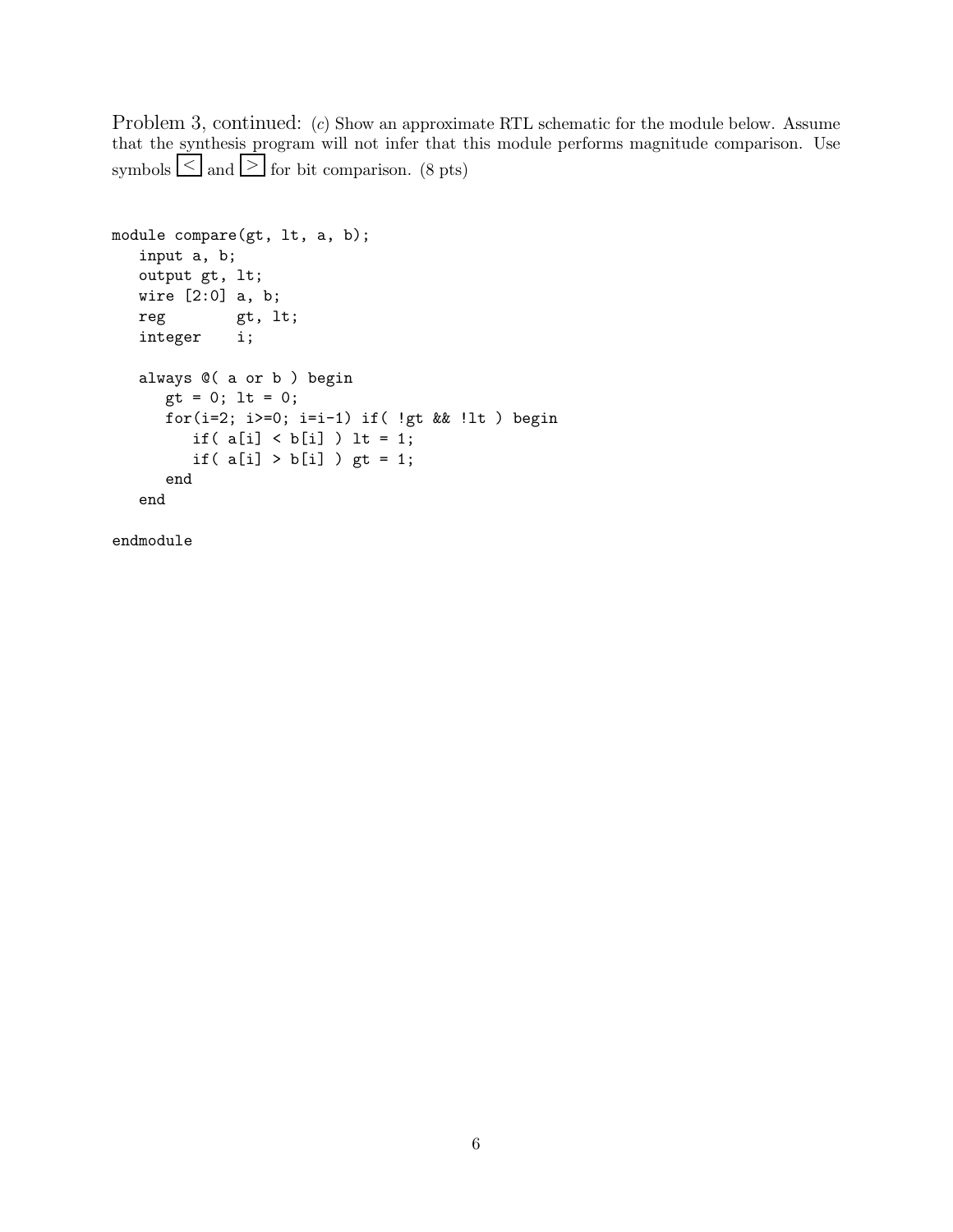Problem 3, continued: (*c*) Show an approximate RTL schematic for the module below. Assume that the synthesis program will not infer that this module performs magnitude comparison. Use symbols $\boxed{<}$ and $\boxed{>}$ for bit comparison. (8 pts)

```
module compare(gt, lt, a, b);
   input a, b;
   output gt, lt;
   wire [2:0] a, b;
   reg        gt, lt;
   integer    i;

   always @( a or b ) begin
      gt = 0; lt = 0;
      for(i=2; i>=0; i=i-1) if( !gt && !lt ) begin
         if( a[i] < b[i] ) lt = 1;
         if( a[i] > b[i] ) gt = 1;
      end
   end

endmodule
```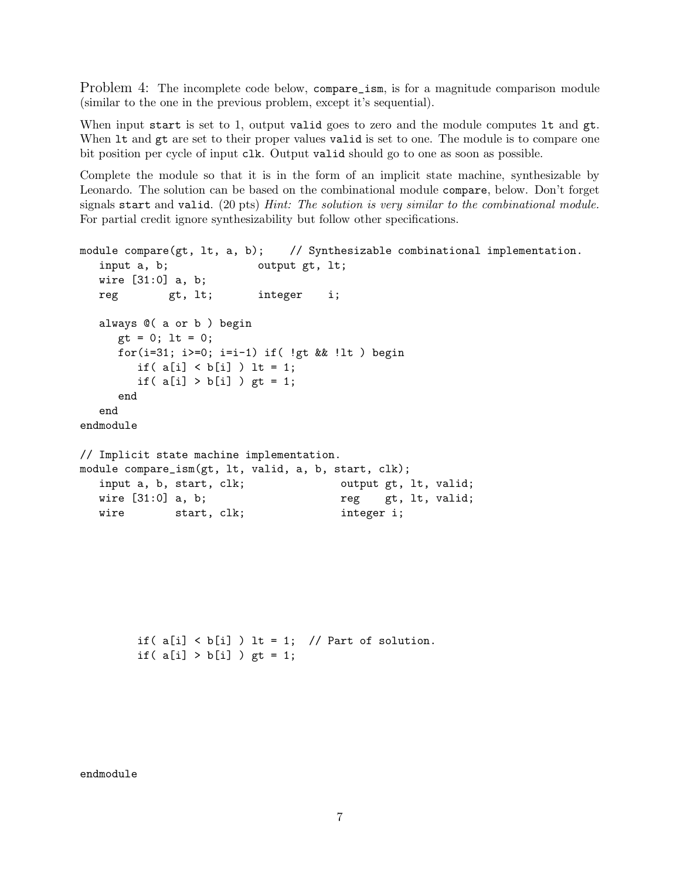Problem 4: The incomplete code below, `compare_ism`, is for a magnitude comparison module (similar to the one in the previous problem, except it's sequential).

When input `start` is set to 1, output `valid` goes to zero and the module computes `lt` and `gt`. When `lt` and `gt` are set to their proper values `valid` is set to one. The module is to compare one bit position per cycle of input `clk`. Output `valid` should go to one as soon as possible.

Complete the module so that it is in the form of an implicit state machine, synthesizable by Leonardo. The solution can be based on the combinational module `compare`, below. Don't forget signals `start` and `valid`. (20 pts) *Hint: The solution is very similar to the combinational module.* For partial credit ignore synthesizability but follow other specifications.

```
module compare(gt, lt, a, b);    // Synthesizable combinational implementation.
   input a, b;              output gt, lt;
   wire [31:0] a, b;
   reg        gt, lt;       integer    i;

   always @( a or b ) begin
      gt = 0; lt = 0;
      for(i=31; i>=0; i=i-1) if( !gt && !lt ) begin
         if( a[i] < b[i] ) lt = 1;
         if( a[i] > b[i] ) gt = 1;
      end
   end
endmodule

// Implicit state machine implementation.
module compare_ism(gt, lt, valid, a, b, start, clk);
   input a, b, start, clk;             output gt, lt, valid;
   wire [31:0] a, b;                   reg    gt, lt, valid;
   wire        start, clk;             integer i;






         if( a[i] < b[i] ) lt = 1;  // Part of solution.
         if( a[i] > b[i] ) gt = 1;






endmodule
```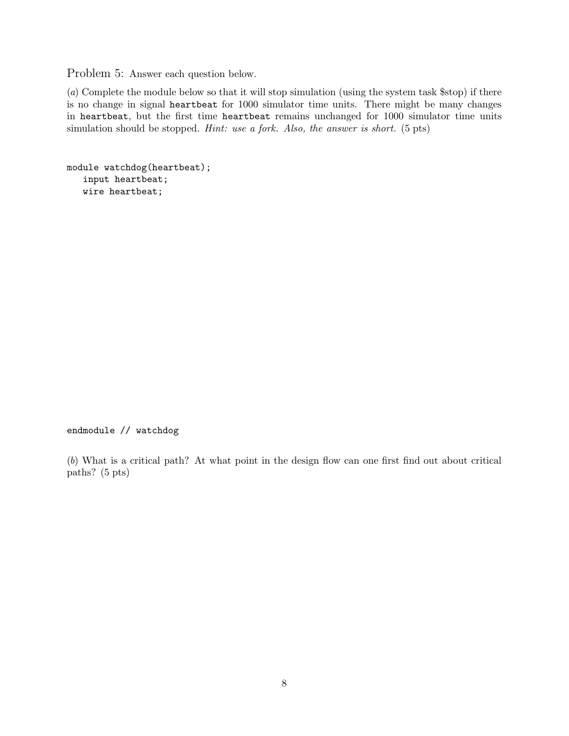Problem 5: Answer each question below.

(*a*) Complete the module below so that it will stop simulation (using the system task $stop) if there is no change in signal `heartbeat` for 1000 simulator time units. There might be many changes in `heartbeat`, but the first time `heartbeat` remains unchanged for 1000 simulator time units simulation should be stopped. *Hint: use a fork. Also, the answer is short.* (5 pts)

```
module watchdog(heartbeat);
   input heartbeat;
   wire heartbeat;









endmodule // watchdog
```

(*b*) What is a critical path? At what point in the design flow can one first find out about critical paths? (5 pts)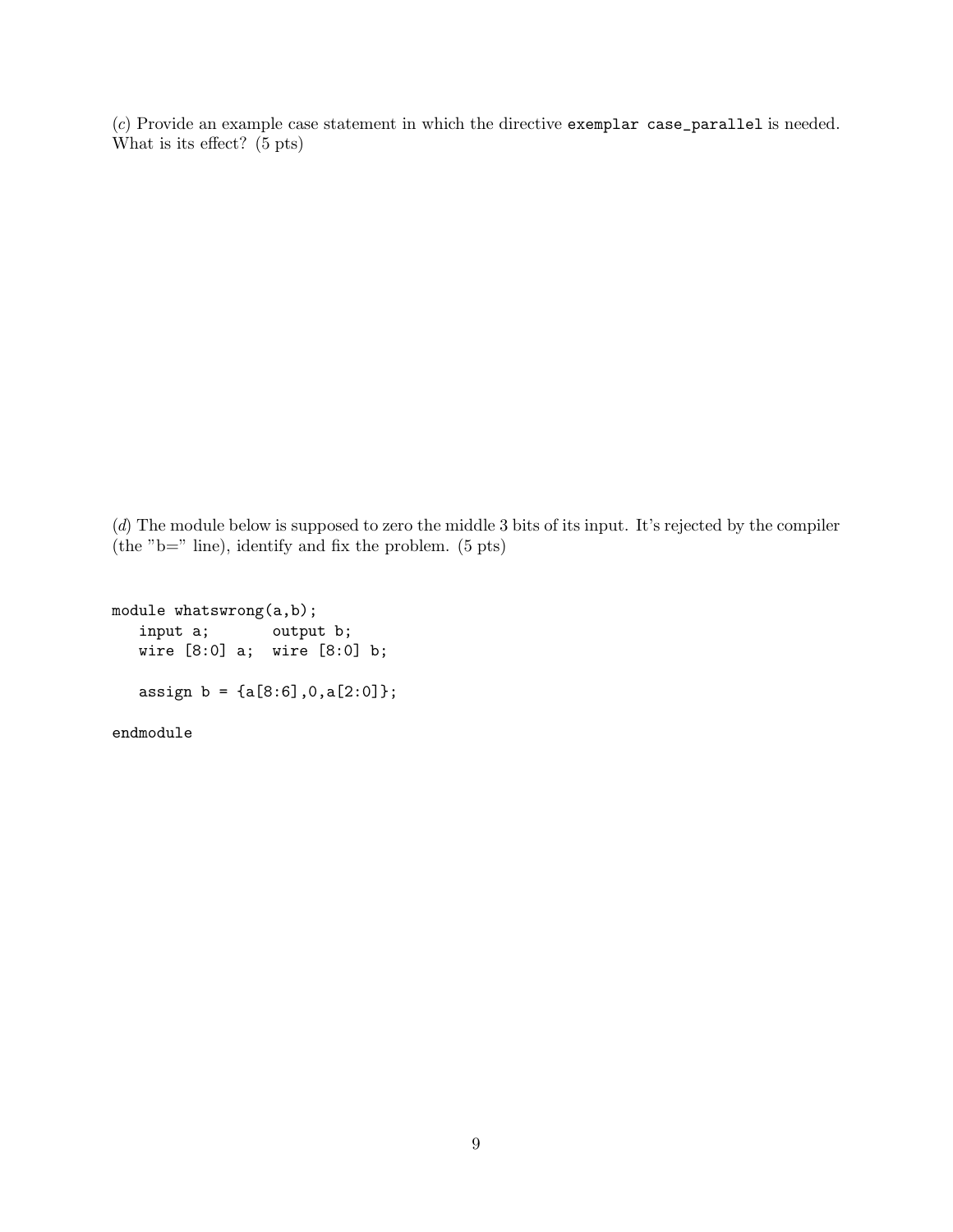(*c*) Provide an example case statement in which the directive `exemplar case_parallel` is needed. What is its effect? (5 pts)

(*d*) The module below is supposed to zero the middle 3 bits of its input. It's rejected by the compiler (the "b=" line), identify and fix the problem. (5 pts)

```
module whatswrong(a,b);
   input a;       output b;
   wire [8:0] a;  wire [8:0] b;

   assign b = {a[8:6],0,a[2:0]};

endmodule
```